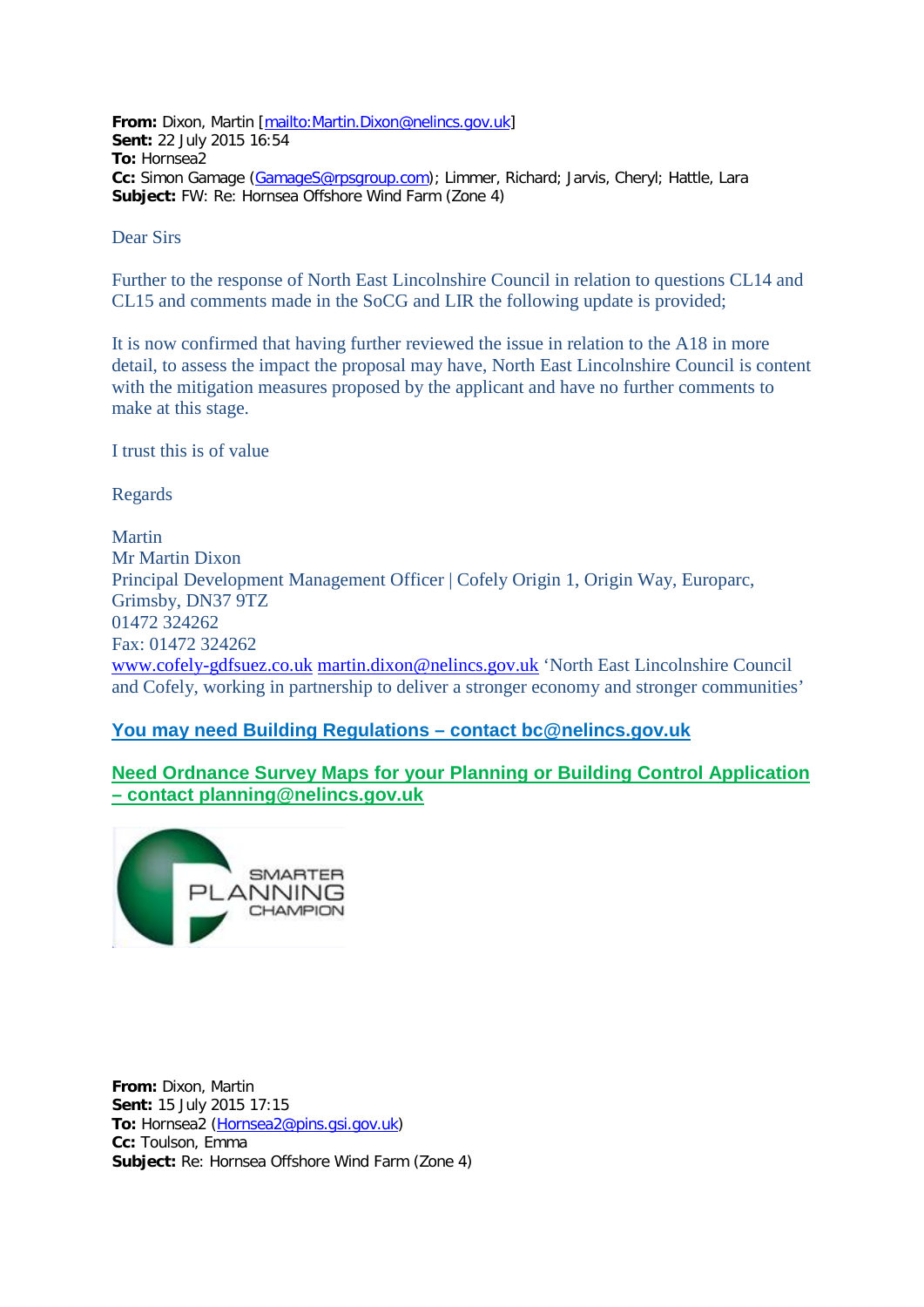**From:** Dixon, Martin [mailto:Martin.Dixon@nelincs.gov.uk]
**Sent:** 22 July 2015 16:54
**To:** Hornsea2
**Cc:** Simon Gamage (GamageS@rpsgroup.com); Limmer, Richard; Jarvis, Cheryl; Hattle, Lara
**Subject:** FW: Re: Hornsea Offshore Wind Farm (Zone 4)

Dear Sirs

Further to the response of North East Lincolnshire Council in relation to questions CL14 and CL15 and comments made in the SoCG and LIR the following update is provided;

It is now confirmed that having further reviewed the issue in relation to the A18 in more detail, to assess the impact the proposal may have, North East Lincolnshire Council is content with the mitigation measures proposed by the applicant and have no further comments to make at this stage.

I trust this is of value

Regards

Martin
Mr Martin Dixon
Principal Development Management Officer | Cofely Origin 1, Origin Way, Europarc, Grimsby, DN37 9TZ
01472 324262
Fax: 01472 324262
www.cofely-gdfsuez.co.uk martin.dixon@nelincs.gov.uk 'North East Lincolnshire Council and Cofely, working in partnership to deliver a stronger economy and stronger communities'

**You may need Building Regulations – contact bc@nelincs.gov.uk**

**Need Ordnance Survey Maps for your Planning or Building Control Application – contact planning@nelincs.gov.uk**

SMARTER PLANNING CHAMPION

**From:** Dixon, Martin
**Sent:** 15 July 2015 17:15
**To:** Hornsea2 (Hornsea2@pins.gsi.gov.uk)
**Cc:** Toulson, Emma
**Subject:** Re: Hornsea Offshore Wind Farm (Zone 4)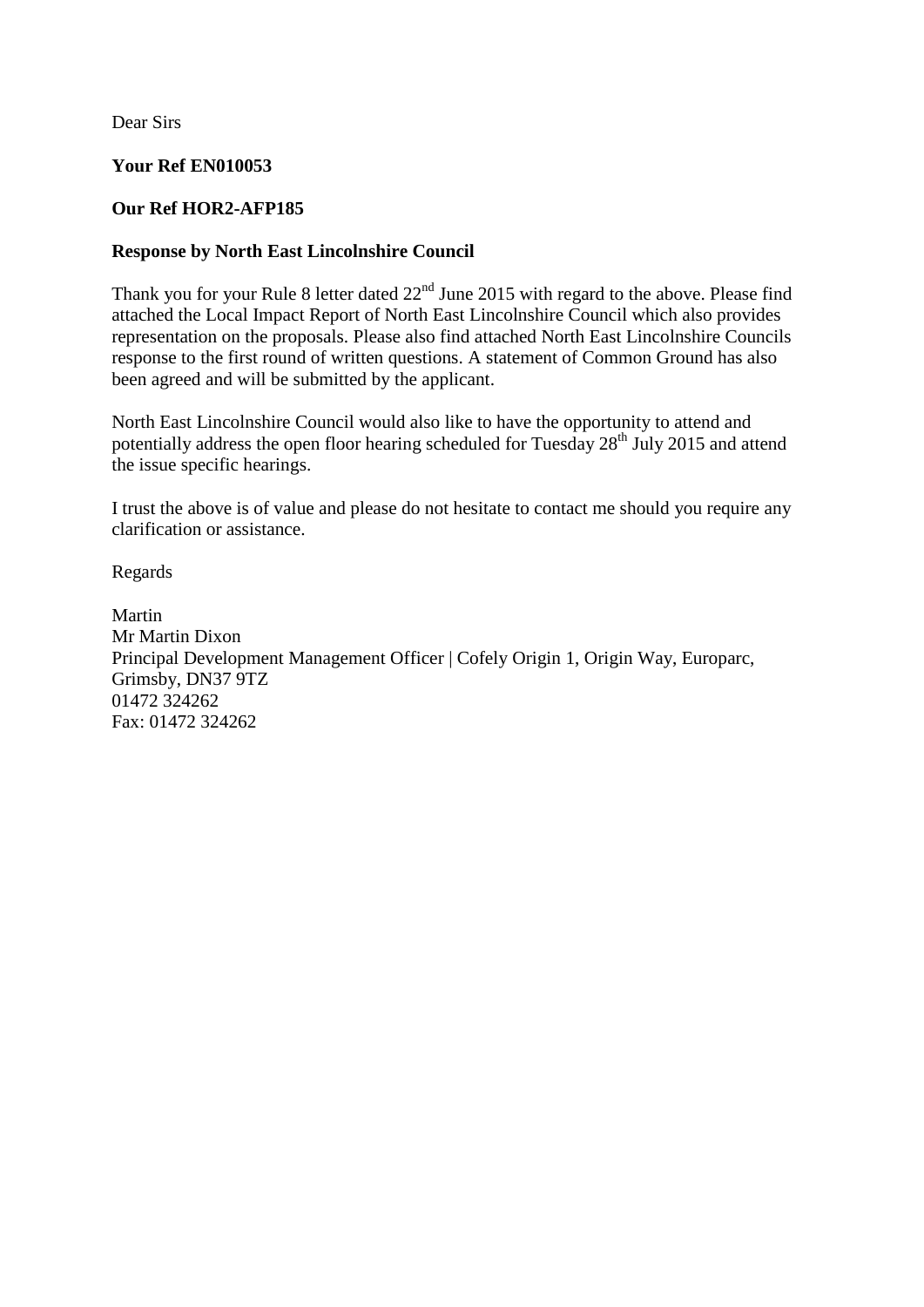Dear Sirs

**Your Ref EN010053**

**Our Ref HOR2-AFP185**

**Response by North East Lincolnshire Council**

Thank you for your Rule 8 letter dated 22nd June 2015 with regard to the above. Please find attached the Local Impact Report of North East Lincolnshire Council which also provides representation on the proposals. Please also find attached North East Lincolnshire Councils response to the first round of written questions. A statement of Common Ground has also been agreed and will be submitted by the applicant.

North East Lincolnshire Council would also like to have the opportunity to attend and potentially address the open floor hearing scheduled for Tuesday 28th July 2015 and attend the issue specific hearings.

I trust the above is of value and please do not hesitate to contact me should you require any clarification or assistance.

Regards

Martin
Mr Martin Dixon
Principal Development Management Officer | Cofely Origin 1, Origin Way, Europarc, Grimsby, DN37 9TZ
01472 324262
Fax: 01472 324262